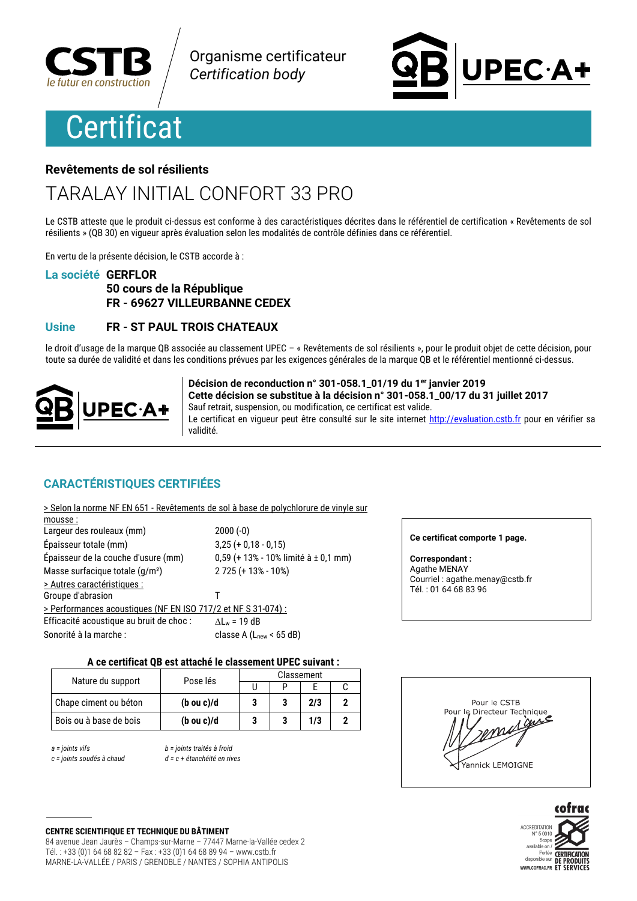Organisme certificateur
*Certification body*

# Certificat

### Revêtements de sol résilients

## TARALAY INITIAL CONFORT 33 PRO

Le CSTB atteste que le produit ci-dessus est conforme à des caractéristiques décrites dans le référentiel de certification « Revêtements de sol résilients » (QB 30) en vigueur après évaluation selon les modalités de contrôle définies dans ce référentiel.

En vertu de la présente décision, le CSTB accorde à :

**La société** **GERFLOR**
**50 cours de la République**
**FR - 69627 VILLEURBANNE CEDEX**

**Usine** **FR - ST PAUL TROIS CHATEAUX**

le droit d'usage de la marque QB associée au classement UPEC – « Revêtements de sol résilients », pour le produit objet de cette décision, pour toute sa durée de validité et dans les conditions prévues par les exigences générales de la marque QB et le référentiel mentionné ci-dessus.

**Décision de reconduction n° 301-058.1_01/19 du 1er janvier 2019**
**Cette décision se substitue à la décision n° 301-058.1_00/17 du 31 juillet 2017**
Sauf retrait, suspension, ou modification, ce certificat est valide.
Le certificat en vigueur peut être consulté sur le site internet http://evaluation.cstb.fr pour en vérifier sa validité.

## CARACTÉRISTIQUES CERTIFIÉES

> Selon la norme NF EN 651 - Revêtements de sol à base de polychlorure de vinyle sur mousse :

| | |
|---|---|
| Largeur des rouleaux (mm) | 2000 (-0) |
| Épaisseur totale (mm) | 3,25 (+ 0,18 - 0,15) |
| Épaisseur de la couche d'usure (mm) | 0,59 (+ 13% - 10% limité à ± 0,1 mm) |
| Masse surfacique totale (g/m²) | 2 725 (+ 13% - 10%) |

> Autres caractéristiques :

| | |
|---|---|
| Groupe d'abrasion | T |

> Performances acoustiques (NF EN ISO 717/2 et NF S 31-074) :

| | |
|---|---|
| Efficacité acoustique au bruit de choc : | $\Delta L_w$ = 19 dB |
| Sonorité à la marche : | classe A ($L_{new}$ < 65 dB) |

**Ce certificat comporte 1 page.**

**Correspondant :**
Agathe MENAY
Courriel : agathe.menay@cstb.fr
Tél. : 01 64 68 83 96

**A ce certificat QB est attaché le classement UPEC suivant :**

| Nature du support | Pose lés | Classement | | | |
|---|---|---|---|---|---|
| | | U | P | E | C |
| Chape ciment ou béton | **(b ou c)/d** | **3** | **3** | **2/3** | **2** |
| Bois ou à base de bois | **(b ou c)/d** | **3** | **3** | **1/3** | **2** |

*a = joints vifs*
*b = joints traités à froid*
*c = joints soudés à chaud*
*d = c + étanchéité en rives*

Pour le CSTB
Pour le Directeur Technique
Yannick LEMOIGNE

**CENTRE SCIENTIFIQUE ET TECHNIQUE DU BÂTIMENT**
84 avenue Jean Jaurès – Champs-sur-Marne – 77447 Marne-la-Vallée cedex 2
Tél. : +33 (0)1 64 68 82 82 – Fax : +33 (0)1 64 68 89 94 – www.cstb.fr
MARNE-LA-VALLÉE / PARIS / GRENOBLE / NANTES / SOPHIA ANTIPOLIS

ACCREDITATION N° 5-0010 Scope available on / Portée disponible sur WWW.COFRAC.FR — CERTIFICATION DE PRODUITS ET SERVICES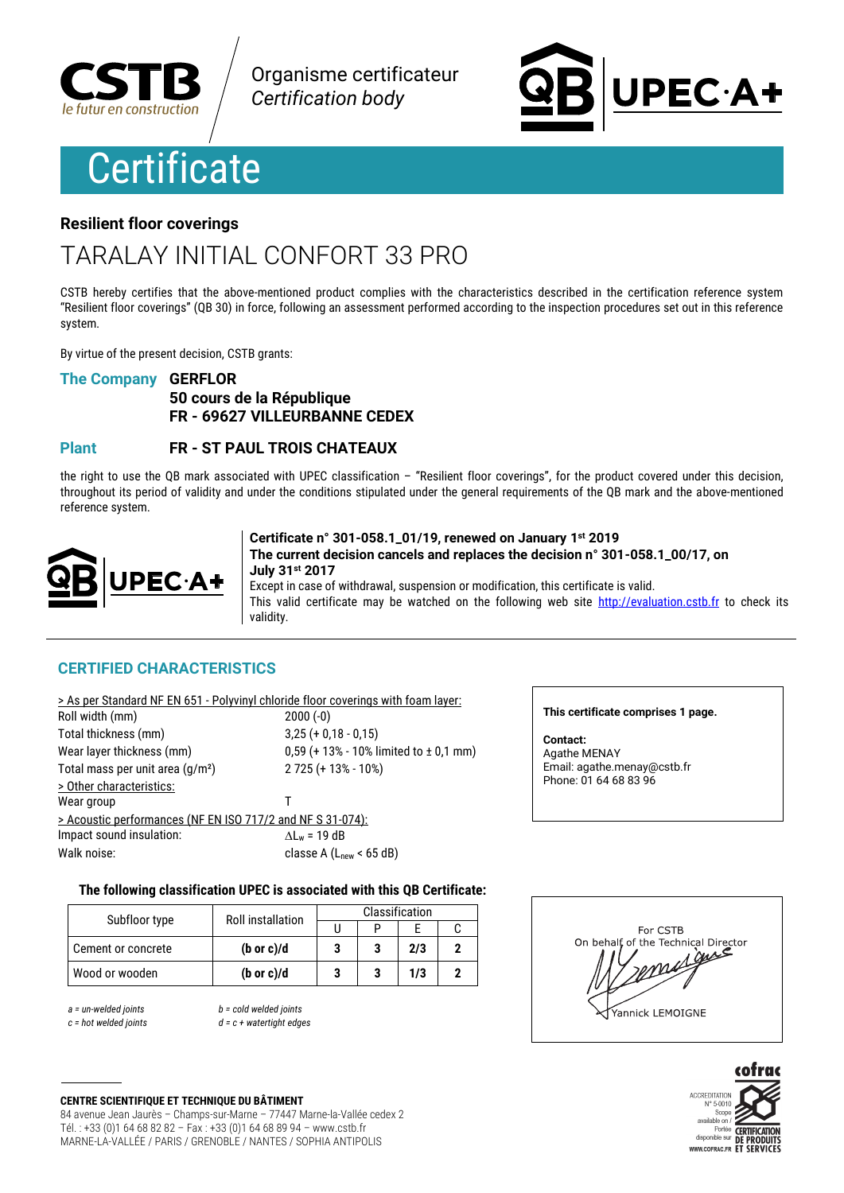Organisme certificateur
*Certification body*

# Certificate

### Resilient floor coverings

## TARALAY INITIAL CONFORT 33 PRO

CSTB hereby certifies that the above-mentioned product complies with the characteristics described in the certification reference system "Resilient floor coverings" (QB 30) in force, following an assessment performed according to the inspection procedures set out in this reference system.

By virtue of the present decision, CSTB grants:

**The Company** **GERFLOR**
**50 cours de la République**
**FR - 69627 VILLEURBANNE CEDEX**

**Plant** **FR - ST PAUL TROIS CHATEAUX**

the right to use the QB mark associated with UPEC classification – "Resilient floor coverings", for the product covered under this decision, throughout its period of validity and under the conditions stipulated under the general requirements of the QB mark and the above-mentioned reference system.

**Certificate n° 301-058.1_01/19, renewed on January 1st 2019**
**The current decision cancels and replaces the decision n° 301-058.1_00/17, on July 31st 2017**
Except in case of withdrawal, suspension or modification, this certificate is valid.
This valid certificate may be watched on the following web site http://evaluation.cstb.fr to check its validity.

## CERTIFIED CHARACTERISTICS

> As per Standard NF EN 651 - Polyvinyl chloride floor coverings with foam layer:

| | |
|---|---|
| Roll width (mm) | 2000 (-0) |
| Total thickness (mm) | 3,25 (+ 0,18 - 0,15) |
| Wear layer thickness (mm) | 0,59 (+ 13% - 10% limited to ± 0,1 mm) |
| Total mass per unit area (g/m²) | 2 725 (+ 13% - 10%) |

> Other characteristics:

| | |
|---|---|
| Wear group | T |

> Acoustic performances (NF EN ISO 717/2 and NF S 31-074):

| | |
|---|---|
| Impact sound insulation: | $\Delta L_w$ = 19 dB |
| Walk noise: | classe A ($L_{new}$ < 65 dB) |

**This certificate comprises 1 page.**

**Contact:**
Agathe MENAY
Email: agathe.menay@cstb.fr
Phone: 01 64 68 83 96

**The following classification UPEC is associated with this QB Certificate:**

| Subfloor type | Roll installation | Classification | | | |
|---|---|---|---|---|---|
| | | U | P | E | C |
| Cement or concrete | **(b or c)/d** | **3** | **3** | **2/3** | **2** |
| Wood or wooden | **(b or c)/d** | **3** | **3** | **1/3** | **2** |

*a = un-welded joints* *b = cold welded joints*
*c = hot welded joints* *d = c + watertight edges*

For CSTB
On behalf of the Technical Director
Yannick LEMOIGNE

**CENTRE SCIENTIFIQUE ET TECHNIQUE DU BÂTIMENT**
84 avenue Jean Jaurès – Champs-sur-Marne – 77447 Marne-la-Vallée cedex 2
Tél. : +33 (0)1 64 68 82 82 – Fax : +33 (0)1 64 68 89 94 – www.cstb.fr
MARNE-LA-VALLÉE / PARIS / GRENOBLE / NANTES / SOPHIA ANTIPOLIS

ACCREDITATION N° 5-0010 Scope available on / Portée disponible sur WWW.COFRAC.FR
CERTIFICATION DE PRODUITS ET SERVICES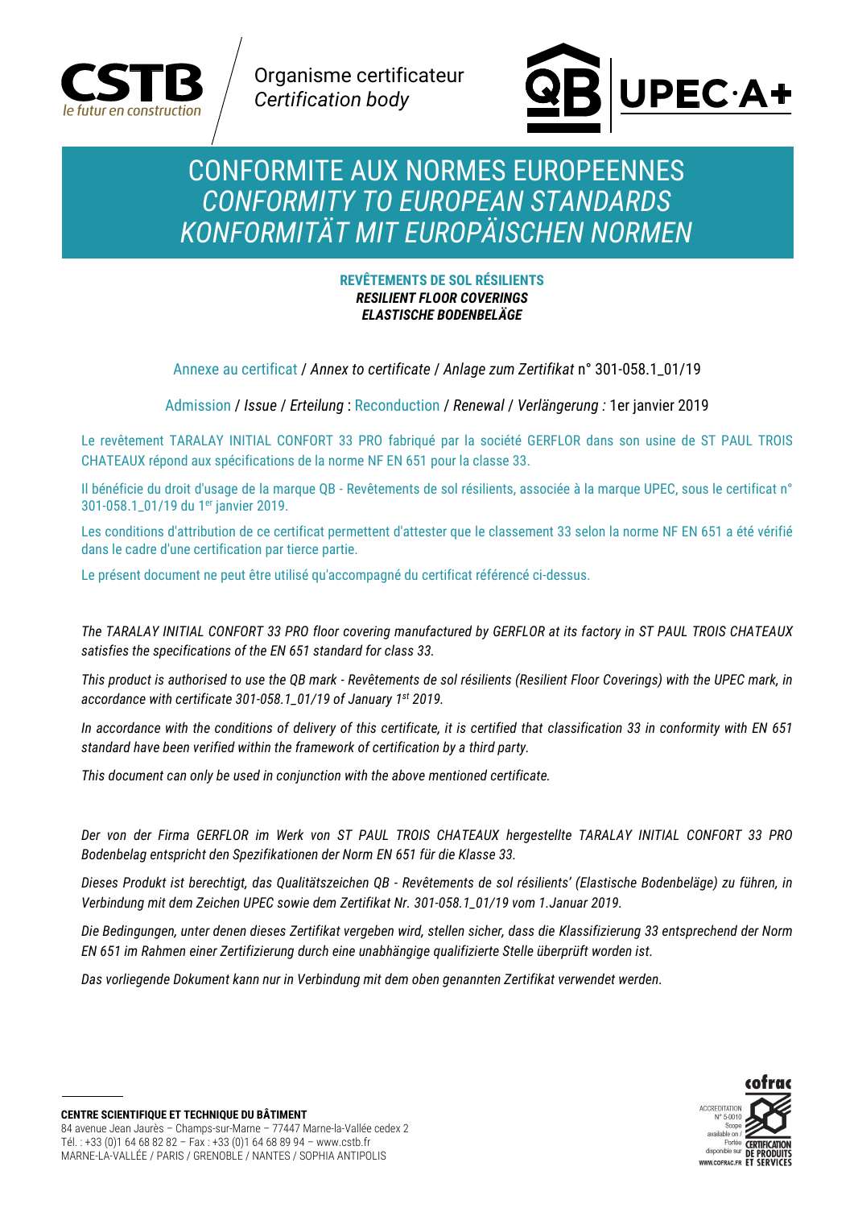Organisme certificateur
*Certification body*

# CONFORMITE AUX NORMES EUROPEENNES
# *CONFORMITY TO EUROPEAN STANDARDS*
# *KONFORMITÄT MIT EUROPÄISCHEN NORMEN*

**REVÊTEMENTS DE SOL RÉSILIENTS**
***RESILIENT FLOOR COVERINGS***
***ELASTISCHE BODENBELÄGE***

Annexe au certificat / *Annex to certificate* / *Anlage zum Zertifikat* n° 301-058.1_01/19

Admission / *Issue* / *Erteilung* : Reconduction / *Renewal* / *Verlängerung* : 1er janvier 2019

Le revêtement TARALAY INITIAL CONFORT 33 PRO fabriqué par la société GERFLOR dans son usine de ST PAUL TROIS CHATEAUX répond aux spécifications de la norme NF EN 651 pour la classe 33.

Il bénéficie du droit d'usage de la marque QB - Revêtements de sol résilients, associée à la marque UPEC, sous le certificat n° 301-058.1_01/19 du 1er janvier 2019.

Les conditions d'attribution de ce certificat permettent d'attester que le classement 33 selon la norme NF EN 651 a été vérifié dans le cadre d'une certification par tierce partie.

Le présent document ne peut être utilisé qu'accompagné du certificat référencé ci-dessus.

*The TARALAY INITIAL CONFORT 33 PRO floor covering manufactured by GERFLOR at its factory in ST PAUL TROIS CHATEAUX satisfies the specifications of the EN 651 standard for class 33.*

*This product is authorised to use the QB mark - Revêtements de sol résilients (Resilient Floor Coverings) with the UPEC mark, in accordance with certificate 301-058.1_01/19 of January 1st 2019.*

*In accordance with the conditions of delivery of this certificate, it is certified that classification 33 in conformity with EN 651 standard have been verified within the framework of certification by a third party.*

*This document can only be used in conjunction with the above mentioned certificate.*

*Der von der Firma GERFLOR im Werk von ST PAUL TROIS CHATEAUX hergestellte TARALAY INITIAL CONFORT 33 PRO Bodenbelag entspricht den Spezifikationen der Norm EN 651 für die Klasse 33.*

*Dieses Produkt ist berechtigt, das Qualitätszeichen QB - Revêtements de sol résilients' (Elastische Bodenbeläge) zu führen, in Verbindung mit dem Zeichen UPEC sowie dem Zertifikat Nr. 301-058.1_01/19 vom 1.Januar 2019.*

*Die Bedingungen, unter denen dieses Zertifikat vergeben wird, stellen sicher, dass die Klassifizierung 33 entsprechend der Norm EN 651 im Rahmen einer Zertifizierung durch eine unabhängige qualifizierte Stelle überprüft worden ist.*

*Das vorliegende Dokument kann nur in Verbindung mit dem oben genannten Zertifikat verwendet werden.*

**CENTRE SCIENTIFIQUE ET TECHNIQUE DU BÂTIMENT**
84 avenue Jean Jaurès – Champs-sur-Marne – 77447 Marne-la-Vallée cedex 2
Tél. : +33 (0)1 64 68 82 82 – Fax : +33 (0)1 64 68 89 94 – www.cstb.fr
MARNE-LA-VALLÉE / PARIS / GRENOBLE / NANTES / SOPHIA ANTIPOLIS

cofrac ACCREDITATION N° 5-0010 Scope available on / Portée disponible sur www.cofrac.fr CERTIFICATION DE PRODUITS ET SERVICES